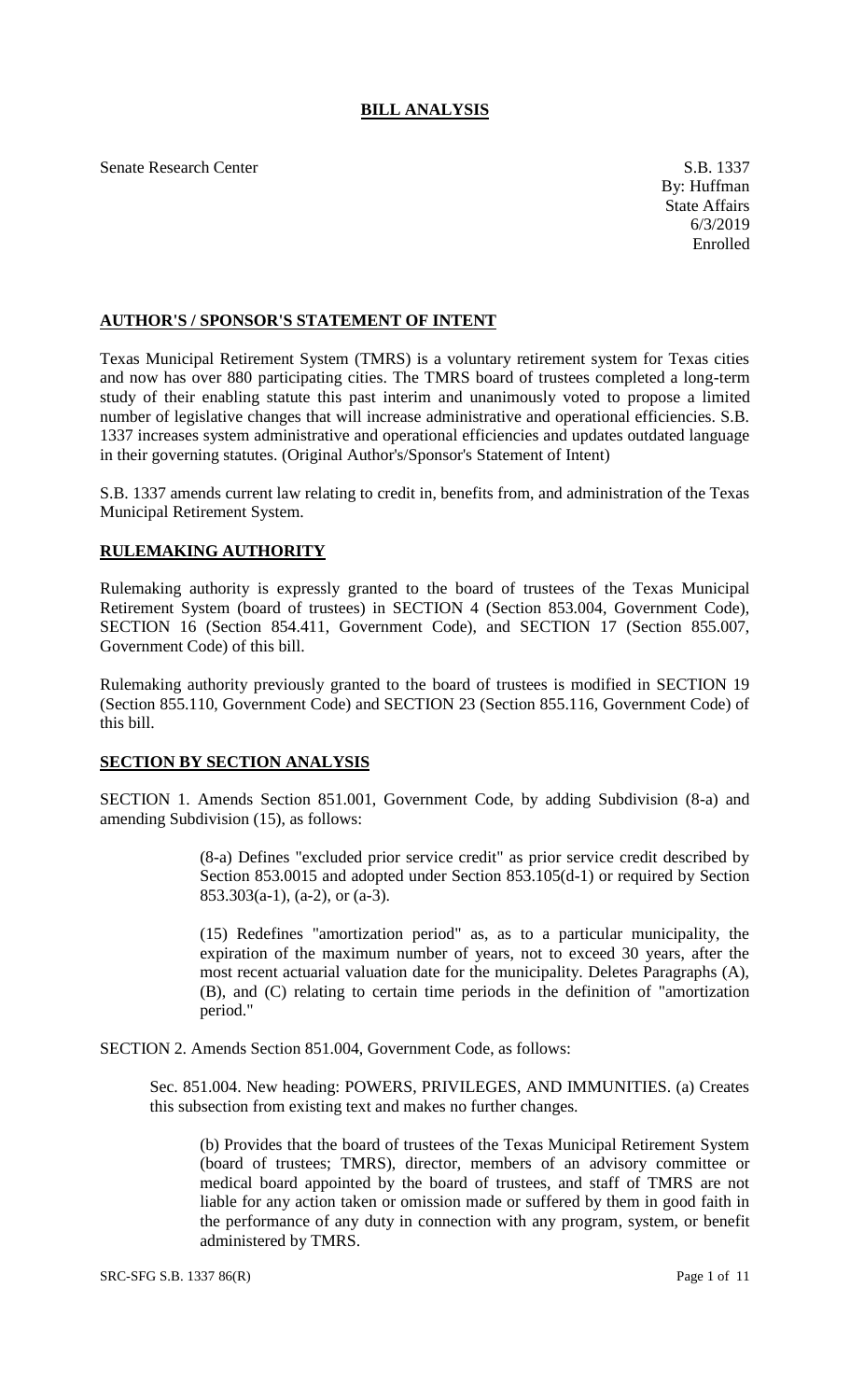# BILL ANALYSIS

Senate Research Center

S.B. 1337
By: Huffman
State Affairs
6/3/2019
Enrolled

## AUTHOR'S / SPONSOR'S STATEMENT OF INTENT

Texas Municipal Retirement System (TMRS) is a voluntary retirement system for Texas cities and now has over 880 participating cities. The TMRS board of trustees completed a long-term study of their enabling statute this past interim and unanimously voted to propose a limited number of legislative changes that will increase administrative and operational efficiencies. S.B. 1337 increases system administrative and operational efficiencies and updates outdated language in their governing statutes. (Original Author's/Sponsor's Statement of Intent)

S.B. 1337 amends current law relating to credit in, benefits from, and administration of the Texas Municipal Retirement System.

## RULEMAKING AUTHORITY

Rulemaking authority is expressly granted to the board of trustees of the Texas Municipal Retirement System (board of trustees) in SECTION 4 (Section 853.004, Government Code), SECTION 16 (Section 854.411, Government Code), and SECTION 17 (Section 855.007, Government Code) of this bill.

Rulemaking authority previously granted to the board of trustees is modified in SECTION 19 (Section 855.110, Government Code) and SECTION 23 (Section 855.116, Government Code) of this bill.

## SECTION BY SECTION ANALYSIS

SECTION 1. Amends Section 851.001, Government Code, by adding Subdivision (8-a) and amending Subdivision (15), as follows:

> (8-a) Defines "excluded prior service credit" as prior service credit described by Section 853.0015 and adopted under Section 853.105(d-1) or required by Section 853.303(a-1), (a-2), or (a-3).
>
> (15) Redefines "amortization period" as, as to a particular municipality, the expiration of the maximum number of years, not to exceed 30 years, after the most recent actuarial valuation date for the municipality. Deletes Paragraphs (A), (B), and (C) relating to certain time periods in the definition of "amortization period."

SECTION 2. Amends Section 851.004, Government Code, as follows:

> Sec. 851.004. New heading: POWERS, PRIVILEGES, AND IMMUNITIES. (a) Creates this subsection from existing text and makes no further changes.
>
> > (b) Provides that the board of trustees of the Texas Municipal Retirement System (board of trustees; TMRS), director, members of an advisory committee or medical board appointed by the board of trustees, and staff of TMRS are not liable for any action taken or omission made or suffered by them in good faith in the performance of any duty in connection with any program, system, or benefit administered by TMRS.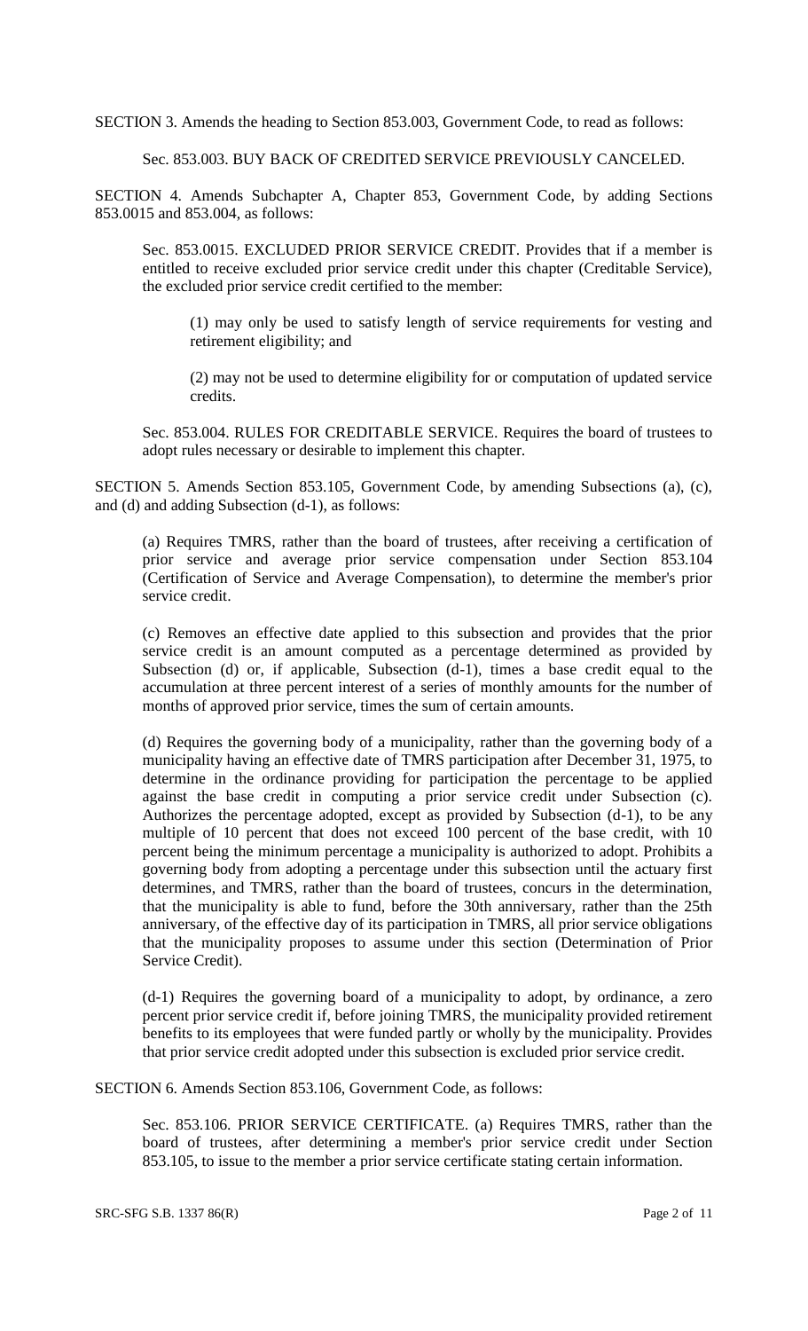SECTION 3. Amends the heading to Section 853.003, Government Code, to read as follows:

Sec. 853.003. BUY BACK OF CREDITED SERVICE PREVIOUSLY CANCELED.

SECTION 4. Amends Subchapter A, Chapter 853, Government Code, by adding Sections 853.0015 and 853.004, as follows:

Sec. 853.0015. EXCLUDED PRIOR SERVICE CREDIT. Provides that if a member is entitled to receive excluded prior service credit under this chapter (Creditable Service), the excluded prior service credit certified to the member:

(1) may only be used to satisfy length of service requirements for vesting and retirement eligibility; and

(2) may not be used to determine eligibility for or computation of updated service credits.

Sec. 853.004. RULES FOR CREDITABLE SERVICE. Requires the board of trustees to adopt rules necessary or desirable to implement this chapter.

SECTION 5. Amends Section 853.105, Government Code, by amending Subsections (a), (c), and (d) and adding Subsection (d-1), as follows:

(a) Requires TMRS, rather than the board of trustees, after receiving a certification of prior service and average prior service compensation under Section 853.104 (Certification of Service and Average Compensation), to determine the member's prior service credit.

(c) Removes an effective date applied to this subsection and provides that the prior service credit is an amount computed as a percentage determined as provided by Subsection (d) or, if applicable, Subsection (d-1), times a base credit equal to the accumulation at three percent interest of a series of monthly amounts for the number of months of approved prior service, times the sum of certain amounts.

(d) Requires the governing body of a municipality, rather than the governing body of a municipality having an effective date of TMRS participation after December 31, 1975, to determine in the ordinance providing for participation the percentage to be applied against the base credit in computing a prior service credit under Subsection (c). Authorizes the percentage adopted, except as provided by Subsection (d-1), to be any multiple of 10 percent that does not exceed 100 percent of the base credit, with 10 percent being the minimum percentage a municipality is authorized to adopt. Prohibits a governing body from adopting a percentage under this subsection until the actuary first determines, and TMRS, rather than the board of trustees, concurs in the determination, that the municipality is able to fund, before the 30th anniversary, rather than the 25th anniversary, of the effective day of its participation in TMRS, all prior service obligations that the municipality proposes to assume under this section (Determination of Prior Service Credit).

(d-1) Requires the governing board of a municipality to adopt, by ordinance, a zero percent prior service credit if, before joining TMRS, the municipality provided retirement benefits to its employees that were funded partly or wholly by the municipality. Provides that prior service credit adopted under this subsection is excluded prior service credit.

SECTION 6. Amends Section 853.106, Government Code, as follows:

Sec. 853.106. PRIOR SERVICE CERTIFICATE. (a) Requires TMRS, rather than the board of trustees, after determining a member's prior service credit under Section 853.105, to issue to the member a prior service certificate stating certain information.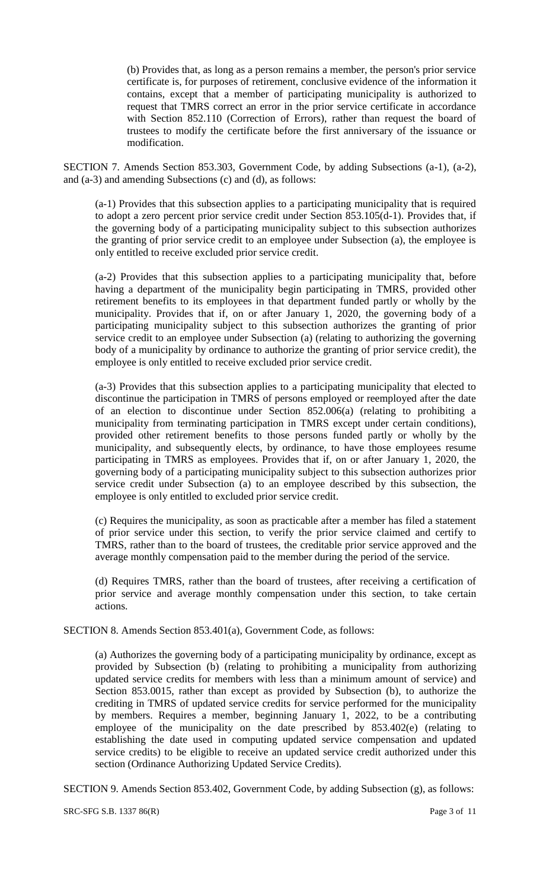(b) Provides that, as long as a person remains a member, the person's prior service certificate is, for purposes of retirement, conclusive evidence of the information it contains, except that a member of participating municipality is authorized to request that TMRS correct an error in the prior service certificate in accordance with Section 852.110 (Correction of Errors), rather than request the board of trustees to modify the certificate before the first anniversary of the issuance or modification.

SECTION 7. Amends Section 853.303, Government Code, by adding Subsections (a-1), (a-2), and (a-3) and amending Subsections (c) and (d), as follows:

(a-1) Provides that this subsection applies to a participating municipality that is required to adopt a zero percent prior service credit under Section 853.105(d-1). Provides that, if the governing body of a participating municipality subject to this subsection authorizes the granting of prior service credit to an employee under Subsection (a), the employee is only entitled to receive excluded prior service credit.

(a-2) Provides that this subsection applies to a participating municipality that, before having a department of the municipality begin participating in TMRS, provided other retirement benefits to its employees in that department funded partly or wholly by the municipality. Provides that if, on or after January 1, 2020, the governing body of a participating municipality subject to this subsection authorizes the granting of prior service credit to an employee under Subsection (a) (relating to authorizing the governing body of a municipality by ordinance to authorize the granting of prior service credit), the employee is only entitled to receive excluded prior service credit.

(a-3) Provides that this subsection applies to a participating municipality that elected to discontinue the participation in TMRS of persons employed or reemployed after the date of an election to discontinue under Section 852.006(a) (relating to prohibiting a municipality from terminating participation in TMRS except under certain conditions), provided other retirement benefits to those persons funded partly or wholly by the municipality, and subsequently elects, by ordinance, to have those employees resume participating in TMRS as employees. Provides that if, on or after January 1, 2020, the governing body of a participating municipality subject to this subsection authorizes prior service credit under Subsection (a) to an employee described by this subsection, the employee is only entitled to excluded prior service credit.

(c) Requires the municipality, as soon as practicable after a member has filed a statement of prior service under this section, to verify the prior service claimed and certify to TMRS, rather than to the board of trustees, the creditable prior service approved and the average monthly compensation paid to the member during the period of the service.

(d) Requires TMRS, rather than the board of trustees, after receiving a certification of prior service and average monthly compensation under this section, to take certain actions.

SECTION 8. Amends Section 853.401(a), Government Code, as follows:

(a) Authorizes the governing body of a participating municipality by ordinance, except as provided by Subsection (b) (relating to prohibiting a municipality from authorizing updated service credits for members with less than a minimum amount of service) and Section 853.0015, rather than except as provided by Subsection (b), to authorize the crediting in TMRS of updated service credits for service performed for the municipality by members. Requires a member, beginning January 1, 2022, to be a contributing employee of the municipality on the date prescribed by 853.402(e) (relating to establishing the date used in computing updated service compensation and updated service credits) to be eligible to receive an updated service credit authorized under this section (Ordinance Authorizing Updated Service Credits).

SECTION 9. Amends Section 853.402, Government Code, by adding Subsection (g), as follows: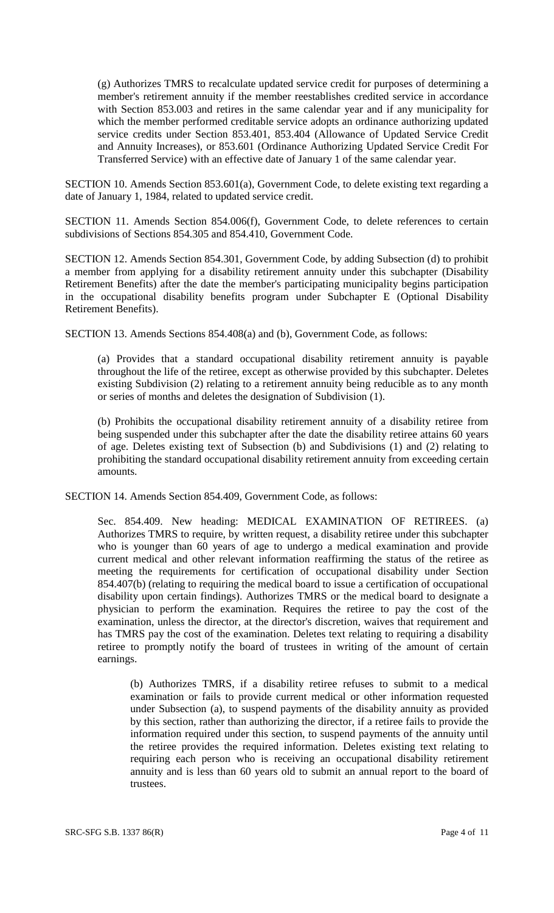(g) Authorizes TMRS to recalculate updated service credit for purposes of determining a member's retirement annuity if the member reestablishes credited service in accordance with Section 853.003 and retires in the same calendar year and if any municipality for which the member performed creditable service adopts an ordinance authorizing updated service credits under Section 853.401, 853.404 (Allowance of Updated Service Credit and Annuity Increases), or 853.601 (Ordinance Authorizing Updated Service Credit For Transferred Service) with an effective date of January 1 of the same calendar year.

SECTION 10. Amends Section 853.601(a), Government Code, to delete existing text regarding a date of January 1, 1984, related to updated service credit.

SECTION 11. Amends Section 854.006(f), Government Code, to delete references to certain subdivisions of Sections 854.305 and 854.410, Government Code.

SECTION 12. Amends Section 854.301, Government Code, by adding Subsection (d) to prohibit a member from applying for a disability retirement annuity under this subchapter (Disability Retirement Benefits) after the date the member's participating municipality begins participation in the occupational disability benefits program under Subchapter E (Optional Disability Retirement Benefits).

SECTION 13. Amends Sections 854.408(a) and (b), Government Code, as follows:

(a) Provides that a standard occupational disability retirement annuity is payable throughout the life of the retiree, except as otherwise provided by this subchapter. Deletes existing Subdivision (2) relating to a retirement annuity being reducible as to any month or series of months and deletes the designation of Subdivision (1).

(b) Prohibits the occupational disability retirement annuity of a disability retiree from being suspended under this subchapter after the date the disability retiree attains 60 years of age. Deletes existing text of Subsection (b) and Subdivisions (1) and (2) relating to prohibiting the standard occupational disability retirement annuity from exceeding certain amounts.

SECTION 14. Amends Section 854.409, Government Code, as follows:

Sec. 854.409. New heading: MEDICAL EXAMINATION OF RETIREES. (a) Authorizes TMRS to require, by written request, a disability retiree under this subchapter who is younger than 60 years of age to undergo a medical examination and provide current medical and other relevant information reaffirming the status of the retiree as meeting the requirements for certification of occupational disability under Section 854.407(b) (relating to requiring the medical board to issue a certification of occupational disability upon certain findings). Authorizes TMRS or the medical board to designate a physician to perform the examination. Requires the retiree to pay the cost of the examination, unless the director, at the director's discretion, waives that requirement and has TMRS pay the cost of the examination. Deletes text relating to requiring a disability retiree to promptly notify the board of trustees in writing of the amount of certain earnings.

(b) Authorizes TMRS, if a disability retiree refuses to submit to a medical examination or fails to provide current medical or other information requested under Subsection (a), to suspend payments of the disability annuity as provided by this section, rather than authorizing the director, if a retiree fails to provide the information required under this section, to suspend payments of the annuity until the retiree provides the required information. Deletes existing text relating to requiring each person who is receiving an occupational disability retirement annuity and is less than 60 years old to submit an annual report to the board of trustees.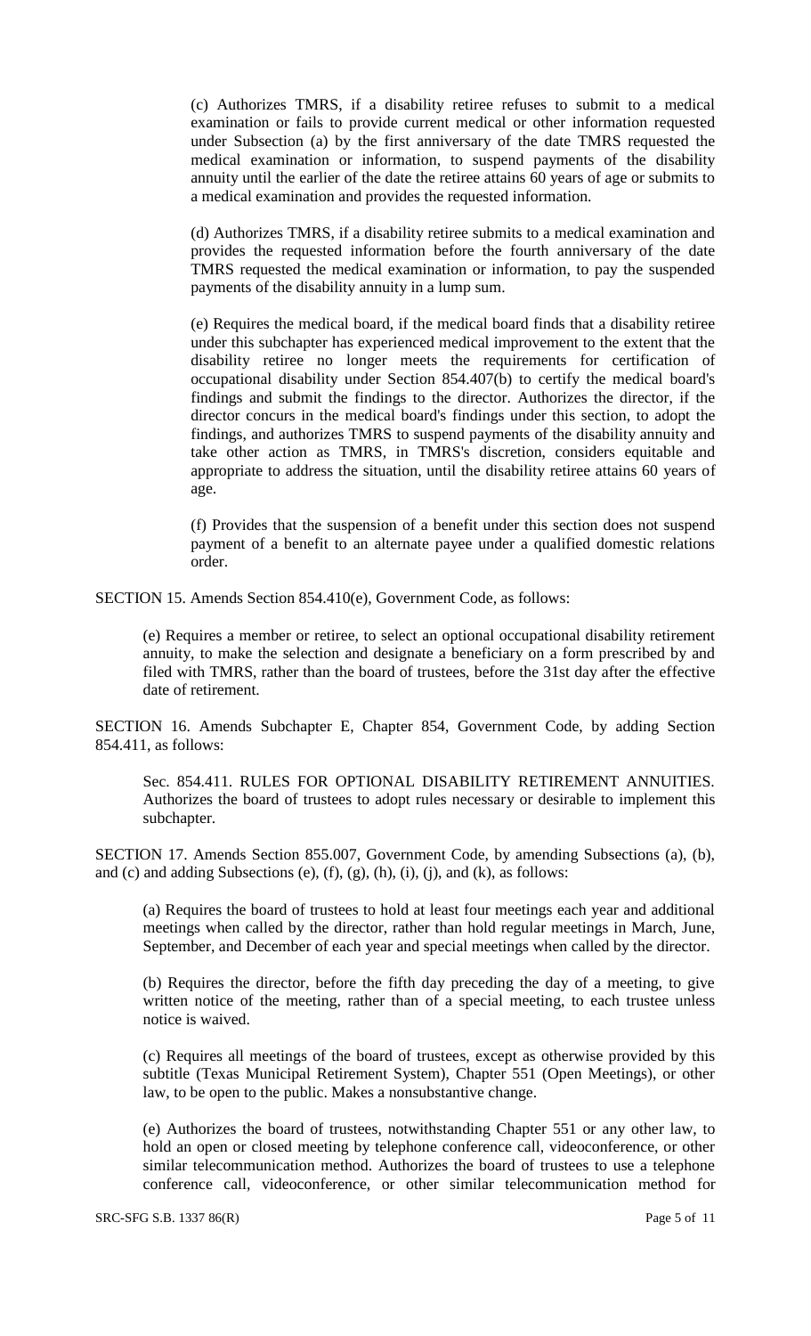(c) Authorizes TMRS, if a disability retiree refuses to submit to a medical examination or fails to provide current medical or other information requested under Subsection (a) by the first anniversary of the date TMRS requested the medical examination or information, to suspend payments of the disability annuity until the earlier of the date the retiree attains 60 years of age or submits to a medical examination and provides the requested information.

(d) Authorizes TMRS, if a disability retiree submits to a medical examination and provides the requested information before the fourth anniversary of the date TMRS requested the medical examination or information, to pay the suspended payments of the disability annuity in a lump sum.

(e) Requires the medical board, if the medical board finds that a disability retiree under this subchapter has experienced medical improvement to the extent that the disability retiree no longer meets the requirements for certification of occupational disability under Section 854.407(b) to certify the medical board's findings and submit the findings to the director. Authorizes the director, if the director concurs in the medical board's findings under this section, to adopt the findings, and authorizes TMRS to suspend payments of the disability annuity and take other action as TMRS, in TMRS's discretion, considers equitable and appropriate to address the situation, until the disability retiree attains 60 years of age.

(f) Provides that the suspension of a benefit under this section does not suspend payment of a benefit to an alternate payee under a qualified domestic relations order.

SECTION 15. Amends Section 854.410(e), Government Code, as follows:

(e) Requires a member or retiree, to select an optional occupational disability retirement annuity, to make the selection and designate a beneficiary on a form prescribed by and filed with TMRS, rather than the board of trustees, before the 31st day after the effective date of retirement.

SECTION 16. Amends Subchapter E, Chapter 854, Government Code, by adding Section 854.411, as follows:

Sec. 854.411. RULES FOR OPTIONAL DISABILITY RETIREMENT ANNUITIES. Authorizes the board of trustees to adopt rules necessary or desirable to implement this subchapter.

SECTION 17. Amends Section 855.007, Government Code, by amending Subsections (a), (b), and (c) and adding Subsections (e), (f), (g), (h), (i), (j), and (k), as follows:

(a) Requires the board of trustees to hold at least four meetings each year and additional meetings when called by the director, rather than hold regular meetings in March, June, September, and December of each year and special meetings when called by the director.

(b) Requires the director, before the fifth day preceding the day of a meeting, to give written notice of the meeting, rather than of a special meeting, to each trustee unless notice is waived.

(c) Requires all meetings of the board of trustees, except as otherwise provided by this subtitle (Texas Municipal Retirement System), Chapter 551 (Open Meetings), or other law, to be open to the public. Makes a nonsubstantive change.

(e) Authorizes the board of trustees, notwithstanding Chapter 551 or any other law, to hold an open or closed meeting by telephone conference call, videoconference, or other similar telecommunication method. Authorizes the board of trustees to use a telephone conference call, videoconference, or other similar telecommunication method for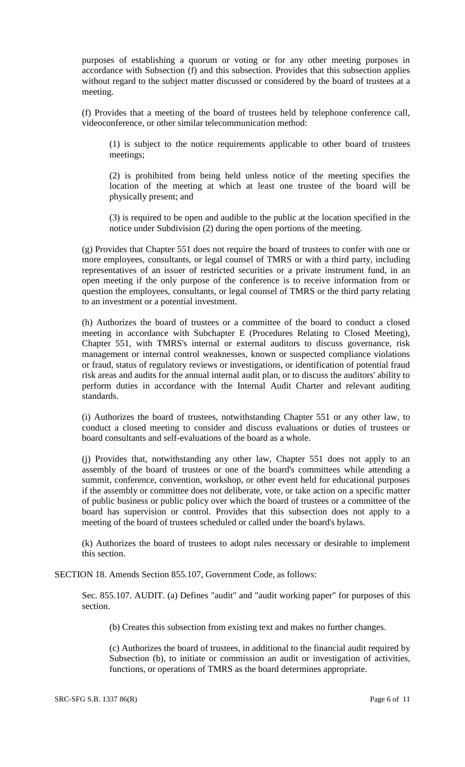purposes of establishing a quorum or voting or for any other meeting purposes in accordance with Subsection (f) and this subsection. Provides that this subsection applies without regard to the subject matter discussed or considered by the board of trustees at a meeting.

(f) Provides that a meeting of the board of trustees held by telephone conference call, videoconference, or other similar telecommunication method:

(1) is subject to the notice requirements applicable to other board of trustees meetings;

(2) is prohibited from being held unless notice of the meeting specifies the location of the meeting at which at least one trustee of the board will be physically present; and

(3) is required to be open and audible to the public at the location specified in the notice under Subdivision (2) during the open portions of the meeting.

(g) Provides that Chapter 551 does not require the board of trustees to confer with one or more employees, consultants, or legal counsel of TMRS or with a third party, including representatives of an issuer of restricted securities or a private instrument fund, in an open meeting if the only purpose of the conference is to receive information from or question the employees, consultants, or legal counsel of TMRS or the third party relating to an investment or a potential investment.

(h) Authorizes the board of trustees or a committee of the board to conduct a closed meeting in accordance with Subchapter E (Procedures Relating to Closed Meeting), Chapter 551, with TMRS's internal or external auditors to discuss governance, risk management or internal control weaknesses, known or suspected compliance violations or fraud, status of regulatory reviews or investigations, or identification of potential fraud risk areas and audits for the annual internal audit plan, or to discuss the auditors' ability to perform duties in accordance with the Internal Audit Charter and relevant auditing standards.

(i) Authorizes the board of trustees, notwithstanding Chapter 551 or any other law, to conduct a closed meeting to consider and discuss evaluations or duties of trustees or board consultants and self-evaluations of the board as a whole.

(j) Provides that, notwithstanding any other law, Chapter 551 does not apply to an assembly of the board of trustees or one of the board's committees while attending a summit, conference, convention, workshop, or other event held for educational purposes if the assembly or committee does not deliberate, vote, or take action on a specific matter of public business or public policy over which the board of trustees or a committee of the board has supervision or control. Provides that this subsection does not apply to a meeting of the board of trustees scheduled or called under the board's bylaws.

(k) Authorizes the board of trustees to adopt rules necessary or desirable to implement this section.

SECTION 18. Amends Section 855.107, Government Code, as follows:

Sec. 855.107. AUDIT. (a) Defines "audit" and "audit working paper" for purposes of this section.

(b) Creates this subsection from existing text and makes no further changes.

(c) Authorizes the board of trustees, in additional to the financial audit required by Subsection (b), to initiate or commission an audit or investigation of activities, functions, or operations of TMRS as the board determines appropriate.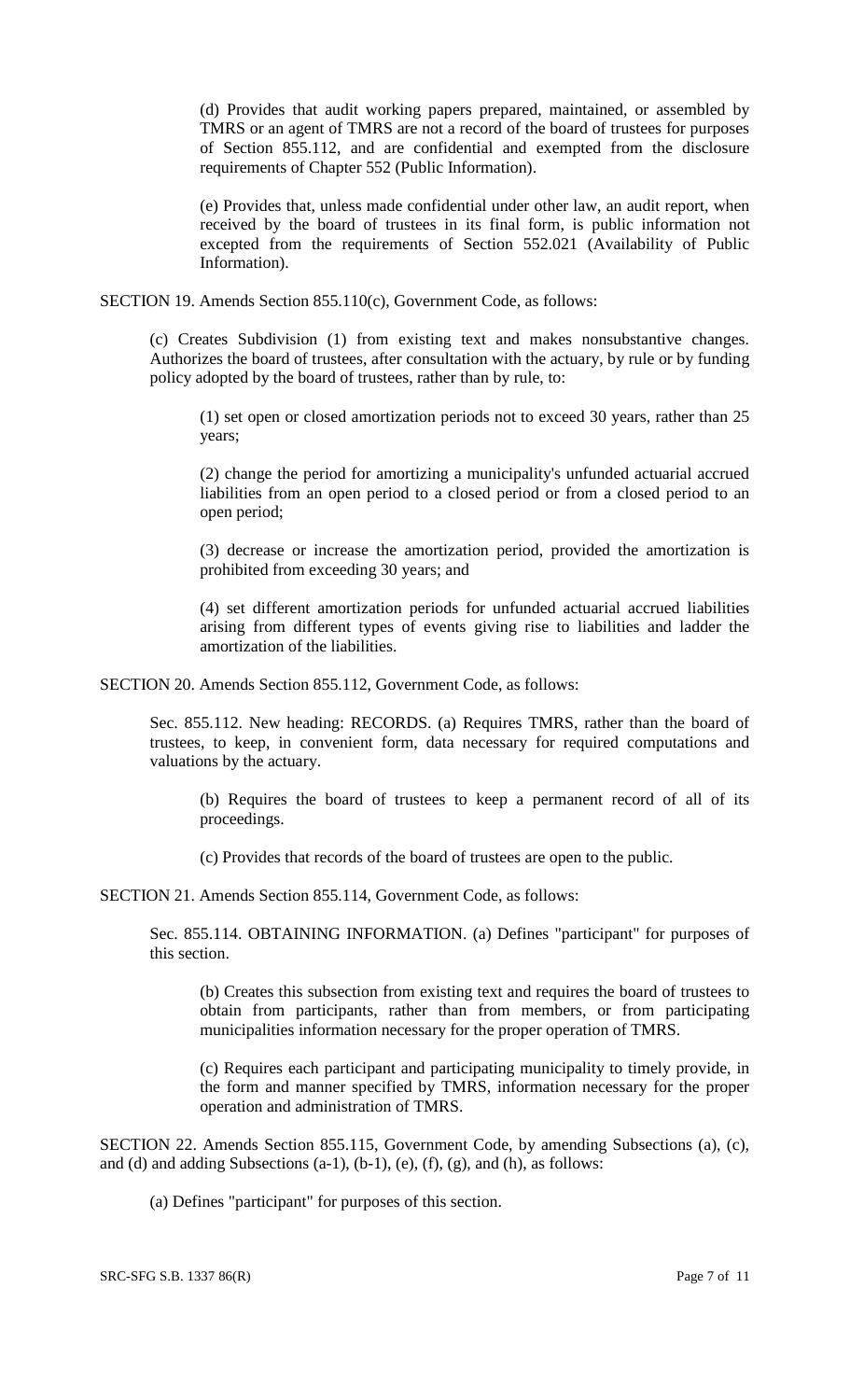(d) Provides that audit working papers prepared, maintained, or assembled by TMRS or an agent of TMRS are not a record of the board of trustees for purposes of Section 855.112, and are confidential and exempted from the disclosure requirements of Chapter 552 (Public Information).

(e) Provides that, unless made confidential under other law, an audit report, when received by the board of trustees in its final form, is public information not excepted from the requirements of Section 552.021 (Availability of Public Information).

SECTION 19. Amends Section 855.110(c), Government Code, as follows:

(c) Creates Subdivision (1) from existing text and makes nonsubstantive changes. Authorizes the board of trustees, after consultation with the actuary, by rule or by funding policy adopted by the board of trustees, rather than by rule, to:

(1) set open or closed amortization periods not to exceed 30 years, rather than 25 years;

(2) change the period for amortizing a municipality's unfunded actuarial accrued liabilities from an open period to a closed period or from a closed period to an open period;

(3) decrease or increase the amortization period, provided the amortization is prohibited from exceeding 30 years; and

(4) set different amortization periods for unfunded actuarial accrued liabilities arising from different types of events giving rise to liabilities and ladder the amortization of the liabilities.

SECTION 20. Amends Section 855.112, Government Code, as follows:

Sec. 855.112. New heading: RECORDS. (a) Requires TMRS, rather than the board of trustees, to keep, in convenient form, data necessary for required computations and valuations by the actuary.

(b) Requires the board of trustees to keep a permanent record of all of its proceedings.

(c) Provides that records of the board of trustees are open to the public.

SECTION 21. Amends Section 855.114, Government Code, as follows:

Sec. 855.114. OBTAINING INFORMATION. (a) Defines "participant" for purposes of this section.

(b) Creates this subsection from existing text and requires the board of trustees to obtain from participants, rather than from members, or from participating municipalities information necessary for the proper operation of TMRS.

(c) Requires each participant and participating municipality to timely provide, in the form and manner specified by TMRS, information necessary for the proper operation and administration of TMRS.

SECTION 22. Amends Section 855.115, Government Code, by amending Subsections (a), (c), and (d) and adding Subsections (a-1), (b-1), (e), (f), (g), and (h), as follows:

(a) Defines "participant" for purposes of this section.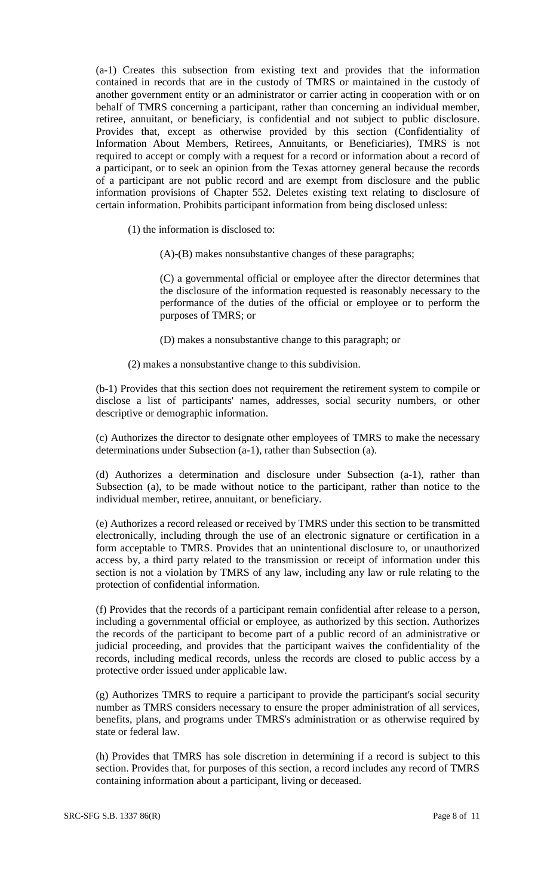(a-1) Creates this subsection from existing text and provides that the information contained in records that are in the custody of TMRS or maintained in the custody of another government entity or an administrator or carrier acting in cooperation with or on behalf of TMRS concerning a participant, rather than concerning an individual member, retiree, annuitant, or beneficiary, is confidential and not subject to public disclosure. Provides that, except as otherwise provided by this section (Confidentiality of Information About Members, Retirees, Annuitants, or Beneficiaries), TMRS is not required to accept or comply with a request for a record or information about a record of a participant, or to seek an opinion from the Texas attorney general because the records of a participant are not public record and are exempt from disclosure and the public information provisions of Chapter 552. Deletes existing text relating to disclosure of certain information. Prohibits participant information from being disclosed unless:

(1) the information is disclosed to:

(A)-(B) makes nonsubstantive changes of these paragraphs;

(C) a governmental official or employee after the director determines that the disclosure of the information requested is reasonably necessary to the performance of the duties of the official or employee or to perform the purposes of TMRS; or

(D) makes a nonsubstantive change to this paragraph; or

(2) makes a nonsubstantive change to this subdivision.

(b-1) Provides that this section does not requirement the retirement system to compile or disclose a list of participants' names, addresses, social security numbers, or other descriptive or demographic information.

(c) Authorizes the director to designate other employees of TMRS to make the necessary determinations under Subsection (a-1), rather than Subsection (a).

(d) Authorizes a determination and disclosure under Subsection (a-1), rather than Subsection (a), to be made without notice to the participant, rather than notice to the individual member, retiree, annuitant, or beneficiary.

(e) Authorizes a record released or received by TMRS under this section to be transmitted electronically, including through the use of an electronic signature or certification in a form acceptable to TMRS. Provides that an unintentional disclosure to, or unauthorized access by, a third party related to the transmission or receipt of information under this section is not a violation by TMRS of any law, including any law or rule relating to the protection of confidential information.

(f) Provides that the records of a participant remain confidential after release to a person, including a governmental official or employee, as authorized by this section. Authorizes the records of the participant to become part of a public record of an administrative or judicial proceeding, and provides that the participant waives the confidentiality of the records, including medical records, unless the records are closed to public access by a protective order issued under applicable law.

(g) Authorizes TMRS to require a participant to provide the participant's social security number as TMRS considers necessary to ensure the proper administration of all services, benefits, plans, and programs under TMRS's administration or as otherwise required by state or federal law.

(h) Provides that TMRS has sole discretion in determining if a record is subject to this section. Provides that, for purposes of this section, a record includes any record of TMRS containing information about a participant, living or deceased.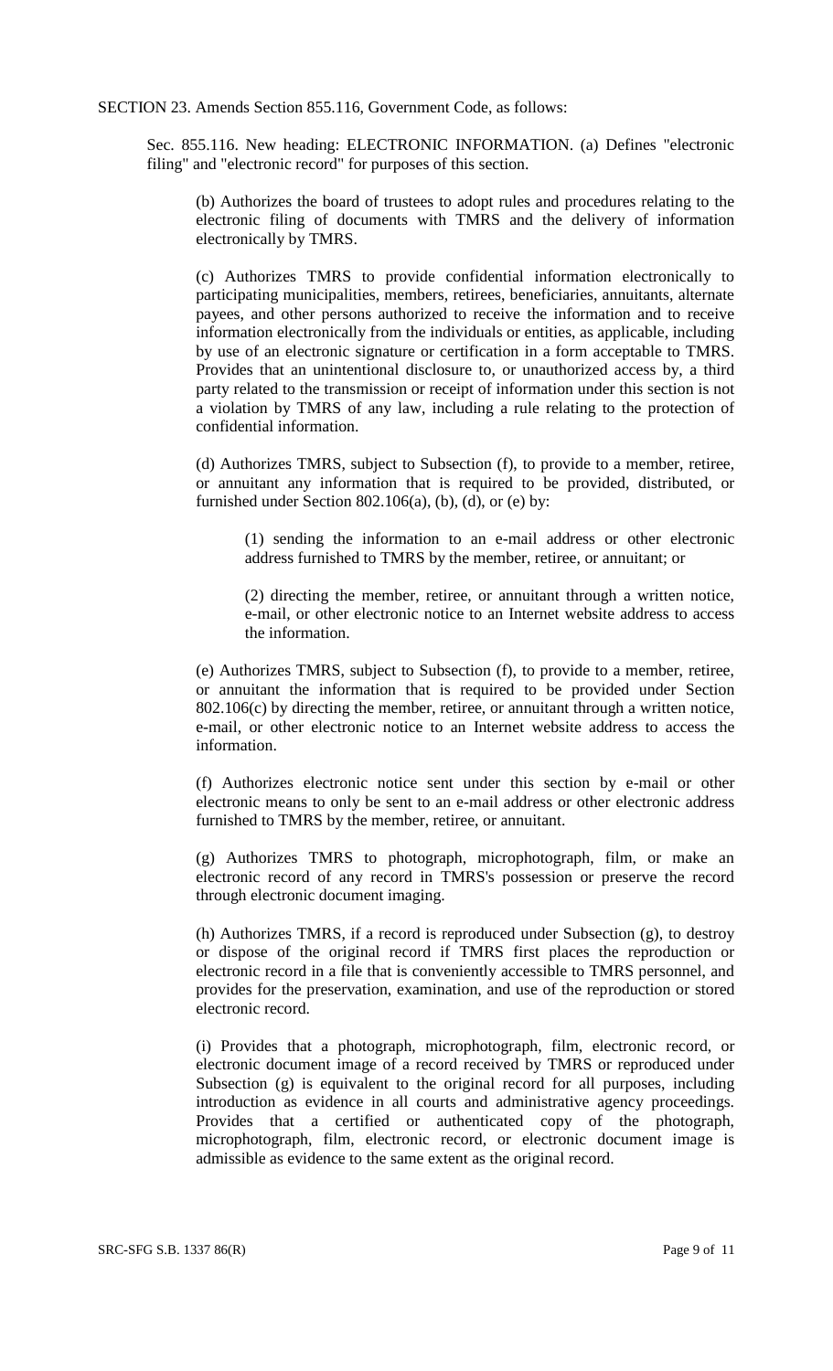SECTION 23. Amends Section 855.116, Government Code, as follows:

Sec. 855.116. New heading: ELECTRONIC INFORMATION. (a) Defines "electronic filing" and "electronic record" for purposes of this section.

(b) Authorizes the board of trustees to adopt rules and procedures relating to the electronic filing of documents with TMRS and the delivery of information electronically by TMRS.

(c) Authorizes TMRS to provide confidential information electronically to participating municipalities, members, retirees, beneficiaries, annuitants, alternate payees, and other persons authorized to receive the information and to receive information electronically from the individuals or entities, as applicable, including by use of an electronic signature or certification in a form acceptable to TMRS. Provides that an unintentional disclosure to, or unauthorized access by, a third party related to the transmission or receipt of information under this section is not a violation by TMRS of any law, including a rule relating to the protection of confidential information.

(d) Authorizes TMRS, subject to Subsection (f), to provide to a member, retiree, or annuitant any information that is required to be provided, distributed, or furnished under Section 802.106(a), (b), (d), or (e) by:

(1) sending the information to an e-mail address or other electronic address furnished to TMRS by the member, retiree, or annuitant; or

(2) directing the member, retiree, or annuitant through a written notice, e-mail, or other electronic notice to an Internet website address to access the information.

(e) Authorizes TMRS, subject to Subsection (f), to provide to a member, retiree, or annuitant the information that is required to be provided under Section 802.106(c) by directing the member, retiree, or annuitant through a written notice, e-mail, or other electronic notice to an Internet website address to access the information.

(f) Authorizes electronic notice sent under this section by e-mail or other electronic means to only be sent to an e-mail address or other electronic address furnished to TMRS by the member, retiree, or annuitant.

(g) Authorizes TMRS to photograph, microphotograph, film, or make an electronic record of any record in TMRS's possession or preserve the record through electronic document imaging.

(h) Authorizes TMRS, if a record is reproduced under Subsection (g), to destroy or dispose of the original record if TMRS first places the reproduction or electronic record in a file that is conveniently accessible to TMRS personnel, and provides for the preservation, examination, and use of the reproduction or stored electronic record.

(i) Provides that a photograph, microphotograph, film, electronic record, or electronic document image of a record received by TMRS or reproduced under Subsection (g) is equivalent to the original record for all purposes, including introduction as evidence in all courts and administrative agency proceedings. Provides that a certified or authenticated copy of the photograph, microphotograph, film, electronic record, or electronic document image is admissible as evidence to the same extent as the original record.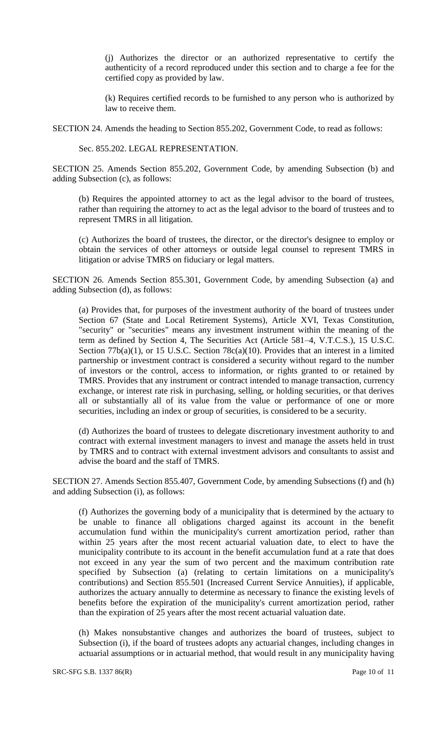(j) Authorizes the director or an authorized representative to certify the authenticity of a record reproduced under this section and to charge a fee for the certified copy as provided by law.

(k) Requires certified records to be furnished to any person who is authorized by law to receive them.

SECTION 24. Amends the heading to Section 855.202, Government Code, to read as follows:

Sec. 855.202. LEGAL REPRESENTATION.

SECTION 25. Amends Section 855.202, Government Code, by amending Subsection (b) and adding Subsection (c), as follows:

(b) Requires the appointed attorney to act as the legal advisor to the board of trustees, rather than requiring the attorney to act as the legal advisor to the board of trustees and to represent TMRS in all litigation.

(c) Authorizes the board of trustees, the director, or the director's designee to employ or obtain the services of other attorneys or outside legal counsel to represent TMRS in litigation or advise TMRS on fiduciary or legal matters.

SECTION 26. Amends Section 855.301, Government Code, by amending Subsection (a) and adding Subsection (d), as follows:

(a) Provides that, for purposes of the investment authority of the board of trustees under Section 67 (State and Local Retirement Systems), Article XVI, Texas Constitution, "security" or "securities" means any investment instrument within the meaning of the term as defined by Section 4, The Securities Act (Article 581–4, V.T.C.S.), 15 U.S.C. Section 77b(a)(1), or 15 U.S.C. Section 78c(a)(10). Provides that an interest in a limited partnership or investment contract is considered a security without regard to the number of investors or the control, access to information, or rights granted to or retained by TMRS. Provides that any instrument or contract intended to manage transaction, currency exchange, or interest rate risk in purchasing, selling, or holding securities, or that derives all or substantially all of its value from the value or performance of one or more securities, including an index or group of securities, is considered to be a security.

(d) Authorizes the board of trustees to delegate discretionary investment authority to and contract with external investment managers to invest and manage the assets held in trust by TMRS and to contract with external investment advisors and consultants to assist and advise the board and the staff of TMRS.

SECTION 27. Amends Section 855.407, Government Code, by amending Subsections (f) and (h) and adding Subsection (i), as follows:

(f) Authorizes the governing body of a municipality that is determined by the actuary to be unable to finance all obligations charged against its account in the benefit accumulation fund within the municipality's current amortization period, rather than within 25 years after the most recent actuarial valuation date, to elect to have the municipality contribute to its account in the benefit accumulation fund at a rate that does not exceed in any year the sum of two percent and the maximum contribution rate specified by Subsection (a) (relating to certain limitations on a municipality's contributions) and Section 855.501 (Increased Current Service Annuities), if applicable, authorizes the actuary annually to determine as necessary to finance the existing levels of benefits before the expiration of the municipality's current amortization period, rather than the expiration of 25 years after the most recent actuarial valuation date.

(h) Makes nonsubstantive changes and authorizes the board of trustees, subject to Subsection (i), if the board of trustees adopts any actuarial changes, including changes in actuarial assumptions or in actuarial method, that would result in any municipality having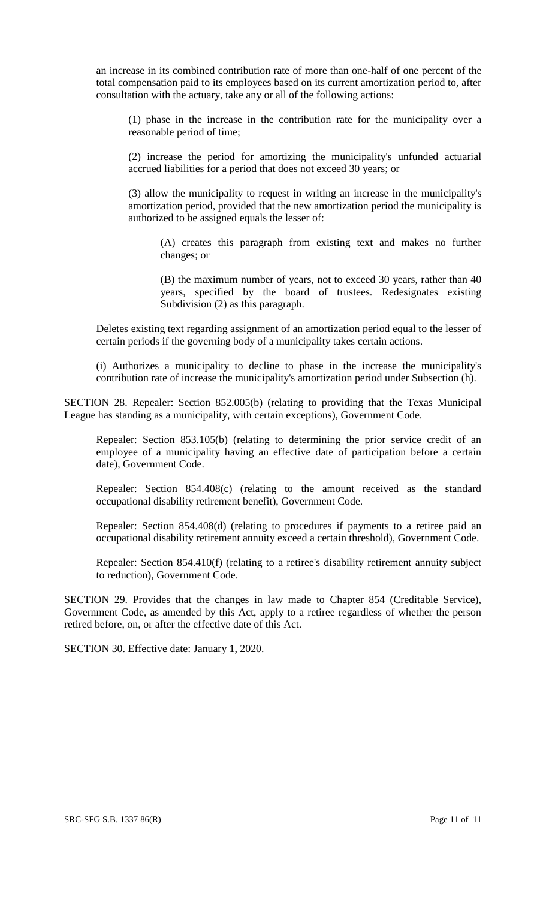an increase in its combined contribution rate of more than one-half of one percent of the total compensation paid to its employees based on its current amortization period to, after consultation with the actuary, take any or all of the following actions:

(1) phase in the increase in the contribution rate for the municipality over a reasonable period of time;

(2) increase the period for amortizing the municipality's unfunded actuarial accrued liabilities for a period that does not exceed 30 years; or

(3) allow the municipality to request in writing an increase in the municipality's amortization period, provided that the new amortization period the municipality is authorized to be assigned equals the lesser of:

(A) creates this paragraph from existing text and makes no further changes; or

(B) the maximum number of years, not to exceed 30 years, rather than 40 years, specified by the board of trustees. Redesignates existing Subdivision (2) as this paragraph.

Deletes existing text regarding assignment of an amortization period equal to the lesser of certain periods if the governing body of a municipality takes certain actions.

(i) Authorizes a municipality to decline to phase in the increase the municipality's contribution rate of increase the municipality's amortization period under Subsection (h).

SECTION 28. Repealer: Section 852.005(b) (relating to providing that the Texas Municipal League has standing as a municipality, with certain exceptions), Government Code.

Repealer: Section 853.105(b) (relating to determining the prior service credit of an employee of a municipality having an effective date of participation before a certain date), Government Code.

Repealer: Section 854.408(c) (relating to the amount received as the standard occupational disability retirement benefit), Government Code.

Repealer: Section 854.408(d) (relating to procedures if payments to a retiree paid an occupational disability retirement annuity exceed a certain threshold), Government Code.

Repealer: Section 854.410(f) (relating to a retiree's disability retirement annuity subject to reduction), Government Code.

SECTION 29. Provides that the changes in law made to Chapter 854 (Creditable Service), Government Code, as amended by this Act, apply to a retiree regardless of whether the person retired before, on, or after the effective date of this Act.

SECTION 30. Effective date: January 1, 2020.